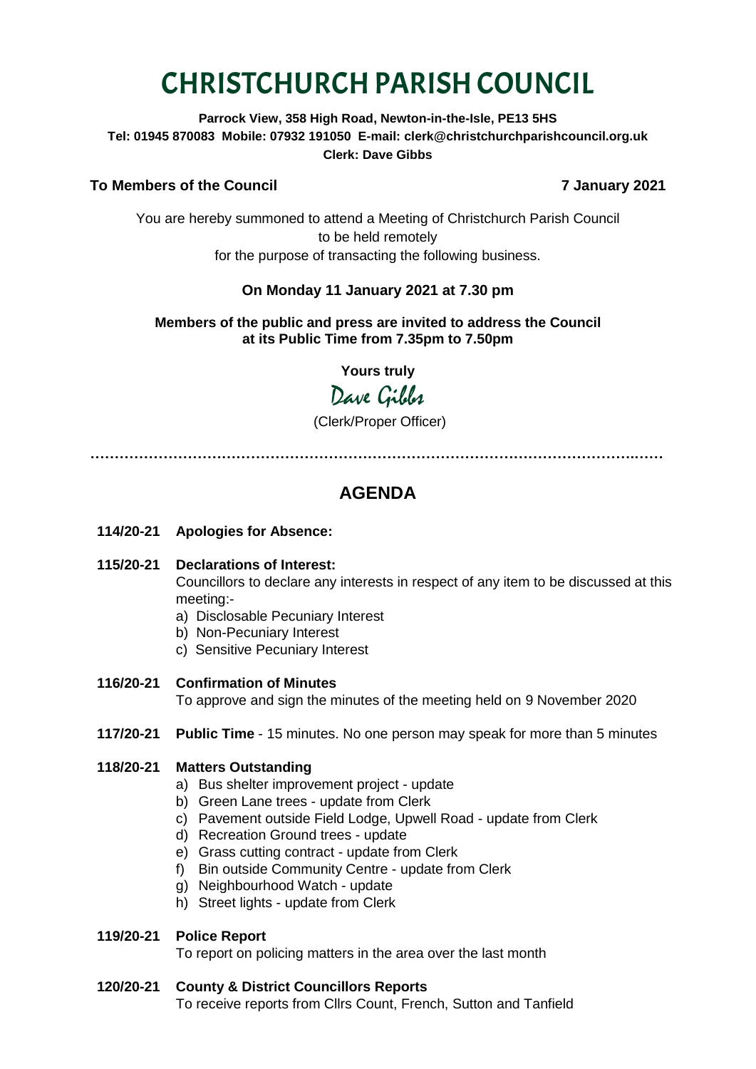# CHRISTCHURCH PARISH COUNCIL

**Parrock View, 358 High Road, Newton-in-the-Isle, PE13 5HS**
**Tel: 01945 870083 Mobile: 07932 191050 E-mail: clerk@christchurchparishcouncil.org.uk**
**Clerk: Dave Gibbs**

**To Members of the Council** **7 January 2021**

You are hereby summoned to attend a Meeting of Christchurch Parish Council
to be held remotely
for the purpose of transacting the following business.

**On Monday 11 January 2021 at 7.30 pm**

**Members of the public and press are invited to address the Council at its Public Time from 7.35pm to 7.50pm**

**Yours truly**

Dave Gibbs

(Clerk/Proper Officer)

---

## AGENDA

**114/20-21 Apologies for Absence:**

**115/20-21 Declarations of Interest:**
Councillors to declare any interests in respect of any item to be discussed at this meeting:-
a) Disclosable Pecuniary Interest
b) Non-Pecuniary Interest
c) Sensitive Pecuniary Interest

**116/20-21 Confirmation of Minutes**
To approve and sign the minutes of the meeting held on 9 November 2020

**117/20-21 Public Time** - 15 minutes. No one person may speak for more than 5 minutes

**118/20-21 Matters Outstanding**
a) Bus shelter improvement project - update
b) Green Lane trees - update from Clerk
c) Pavement outside Field Lodge, Upwell Road - update from Clerk
d) Recreation Ground trees - update
e) Grass cutting contract - update from Clerk
f) Bin outside Community Centre - update from Clerk
g) Neighbourhood Watch - update
h) Street lights - update from Clerk

**119/20-21 Police Report**
To report on policing matters in the area over the last month

**120/20-21 County & District Councillors Reports**
To receive reports from Cllrs Count, French, Sutton and Tanfield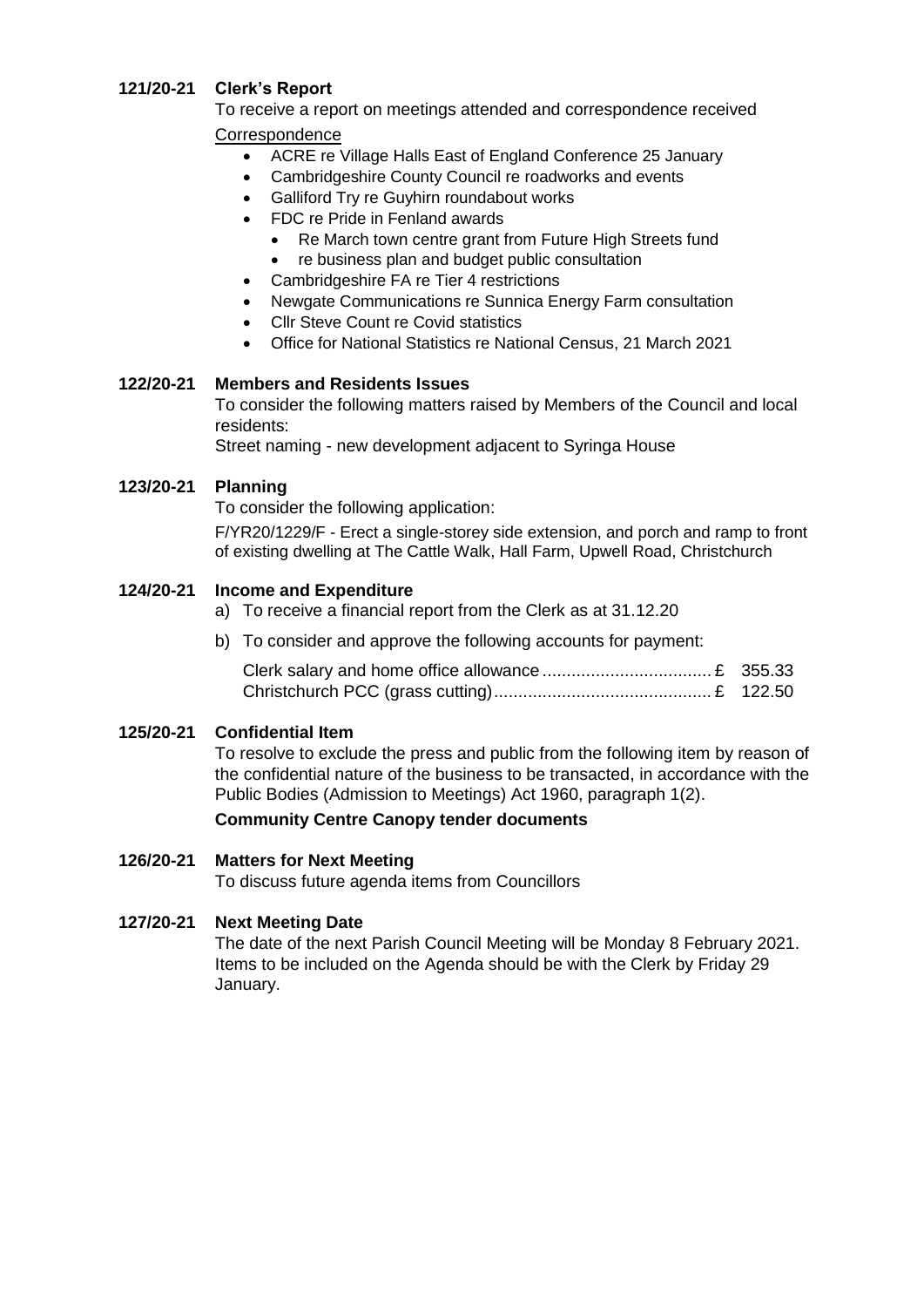**121/20-21 Clerk's Report**

To receive a report on meetings attended and correspondence received

Correspondence

- ACRE re Village Halls East of England Conference 25 January
- Cambridgeshire County Council re roadworks and events
- Galliford Try re Guyhirn roundabout works
- FDC re Pride in Fenland awards
  - Re March town centre grant from Future High Streets fund
  - re business plan and budget public consultation
- Cambridgeshire FA re Tier 4 restrictions
- Newgate Communications re Sunnica Energy Farm consultation
- Cllr Steve Count re Covid statistics
- Office for National Statistics re National Census, 21 March 2021

**122/20-21 Members and Residents Issues**

To consider the following matters raised by Members of the Council and local residents:

Street naming - new development adjacent to Syringa House

**123/20-21 Planning**

To consider the following application:

F/YR20/1229/F - Erect a single-storey side extension, and porch and ramp to front of existing dwelling at The Cattle Walk, Hall Farm, Upwell Road, Christchurch

**124/20-21 Income and Expenditure**

a) To receive a financial report from the Clerk as at 31.12.20

b) To consider and approve the following accounts for payment:

| | |
|---|---|
| Clerk salary and home office allowance | £ 355.33 |
| Christchurch PCC (grass cutting) | £ 122.50 |

**125/20-21 Confidential Item**

To resolve to exclude the press and public from the following item by reason of the confidential nature of the business to be transacted, in accordance with the Public Bodies (Admission to Meetings) Act 1960, paragraph 1(2).

**Community Centre Canopy tender documents**

**126/20-21 Matters for Next Meeting**

To discuss future agenda items from Councillors

**127/20-21 Next Meeting Date**

The date of the next Parish Council Meeting will be Monday 8 February 2021. Items to be included on the Agenda should be with the Clerk by Friday 29 January.